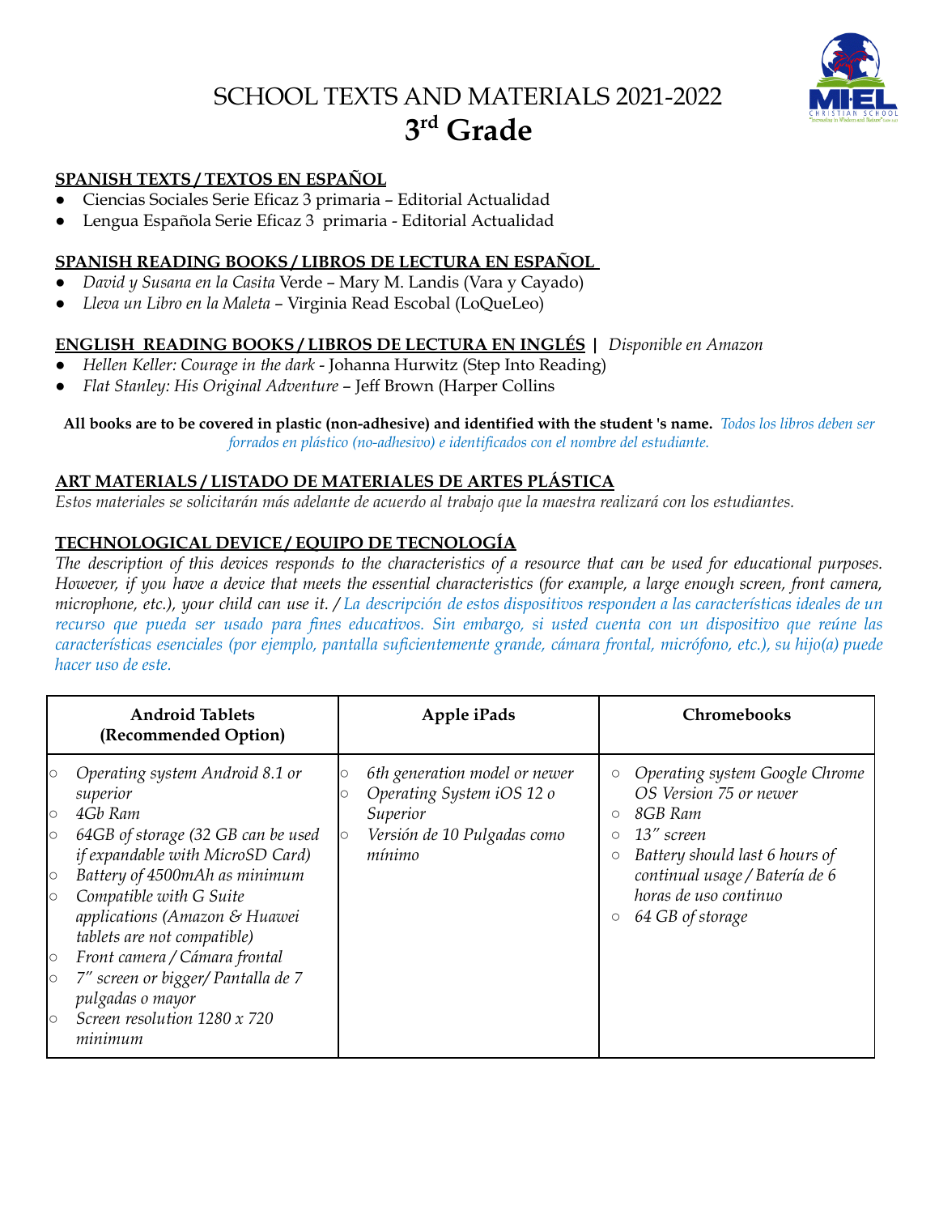# SCHOOL TEXTS AND MATERIALS 2021-2022
# 3rd Grade

## SPANISH TEXTS / TEXTOS EN ESPAÑOL

- Ciencias Sociales Serie Eficaz 3 primaria – Editorial Actualidad
- Lengua Española Serie Eficaz 3 primaria - Editorial Actualidad

## SPANISH READING BOOKS / LIBROS DE LECTURA EN ESPAÑOL

- *David y Susana en la Casita* Verde – Mary M. Landis (Vara y Cayado)
- *Lleva un Libro en la Maleta* – Virginia Read Escobal (LoQueLeo)

## ENGLISH READING BOOKS / LIBROS DE LECTURA EN INGLÉS | *Disponible en Amazon*

- *Hellen Keller: Courage in the dark* - Johanna Hurwitz (Step Into Reading)
- *Flat Stanley: His Original Adventure* – Jeff Brown (Harper Collins

**All books are to be covered in plastic (non-adhesive) and identified with the student 's name.** *Todos los libros deben ser forrados en plástico (no-adhesivo) e identificados con el nombre del estudiante.*

## ART MATERIALS / LISTADO DE MATERIALES DE ARTES PLÁSTICA

*Estos materiales se solicitarán más adelante de acuerdo al trabajo que la maestra realizará con los estudiantes.*

## TECHNOLOGICAL DEVICE / EQUIPO DE TECNOLOGÍA

*The description of this devices responds to the characteristics of a resource that can be used for educational purposes. However, if you have a device that meets the essential characteristics (for example, a large enough screen, front camera, microphone, etc.), your child can use it. / La descripción de estos dispositivos responden a las características ideales de un recurso que pueda ser usado para fines educativos. Sin embargo, si usted cuenta con un dispositivo que reúne las características esenciales (por ejemplo, pantalla suficientemente grande, cámara frontal, micrófono, etc.), su hijo(a) puede hacer uso de este.*

| Android Tablets (Recommended Option) | Apple iPads | Chromebooks |
|---|---|---|
| ○ *Operating system Android 8.1 or superior*<br>○ *4Gb Ram*<br>○ *64GB of storage (32 GB can be used if expandable with MicroSD Card)*<br>○ *Battery of 4500mAh as minimum*<br>○ *Compatible with G Suite applications (Amazon & Huawei tablets are not compatible)*<br>○ *Front camera / Cámara frontal*<br>○ *7" screen or bigger/ Pantalla de 7 pulgadas o mayor*<br>○ *Screen resolution 1280 x 720 minimum* | ○ *6th generation model or newer*<br>○ *Operating System iOS 12 o Superior*<br>○ *Versión de 10 Pulgadas como mínimo* | ○ *Operating system Google Chrome OS Version 75 or newer*<br>○ *8GB Ram*<br>○ *13" screen*<br>○ *Battery should last 6 hours of continual usage / Batería de 6 horas de uso continuo*<br>○ *64 GB of storage* |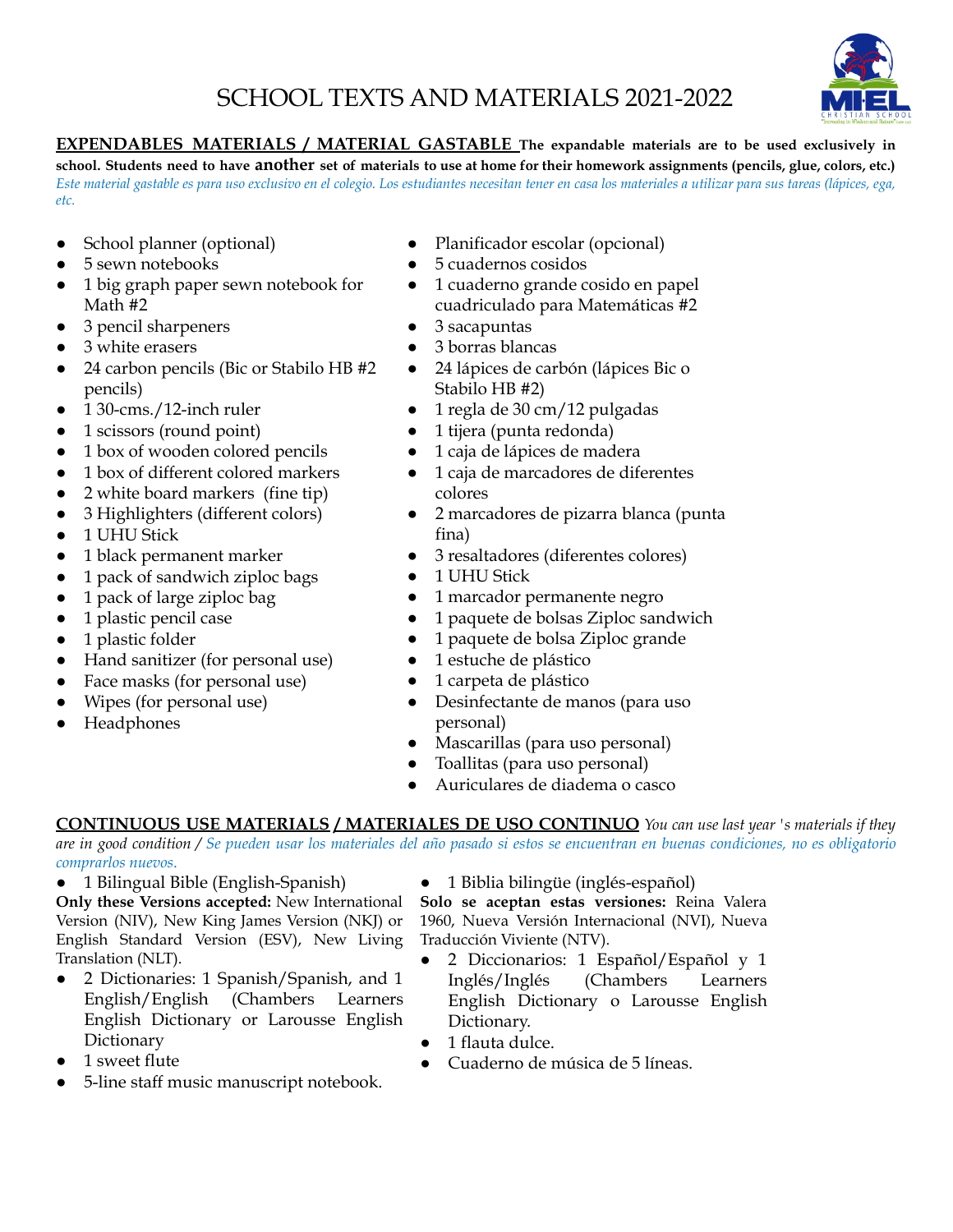# SCHOOL TEXTS AND MATERIALS 2021-2022

**EXPENDABLES MATERIALS / MATERIAL GASTABLE** **The expandable materials are to be used exclusively in school. Students need to have another set of materials to use at home for their homework assignments (pencils, glue, colors, etc.)** *Este material gastable es para uso exclusivo en el colegio. Los estudiantes necesitan tener en casa los materiales a utilizar para sus tareas (lápices, ega, etc.*

- School planner (optional)
- 5 sewn notebooks
- 1 big graph paper sewn notebook for Math #2
- 3 pencil sharpeners
- 3 white erasers
- 24 carbon pencils (Bic or Stabilo HB #2 pencils)
- 1 30-cms./12-inch ruler
- 1 scissors (round point)
- 1 box of wooden colored pencils
- 1 box of different colored markers
- 2 white board markers (fine tip)
- 3 Highlighters (different colors)
- 1 UHU Stick
- 1 black permanent marker
- 1 pack of sandwich ziploc bags
- 1 pack of large ziploc bag
- 1 plastic pencil case
- 1 plastic folder
- Hand sanitizer (for personal use)
- Face masks (for personal use)
- Wipes (for personal use)
- Headphones

- Planificador escolar (opcional)
- 5 cuadernos cosidos
- 1 cuaderno grande cosido en papel cuadriculado para Matemáticas #2
- 3 sacapuntas
- 3 borras blancas
- 24 lápices de carbón (lápices Bic o Stabilo HB #2)
- 1 regla de 30 cm/12 pulgadas
- 1 tijera (punta redonda)
- 1 caja de lápices de madera
- 1 caja de marcadores de diferentes colores
- 2 marcadores de pizarra blanca (punta fina)
- 3 resaltadores (diferentes colores)
- 1 UHU Stick
- 1 marcador permanente negro
- 1 paquete de bolsas Ziploc sandwich
- 1 paquete de bolsa Ziploc grande
- 1 estuche de plástico
- 1 carpeta de plástico
- Desinfectante de manos (para uso personal)
- Mascarillas (para uso personal)
- Toallitas (para uso personal)
- Auriculares de diadema o casco

**CONTINUOUS USE MATERIALS / MATERIALES DE USO CONTINUO** *You can use last year 's materials if they are in good condition / Se pueden usar los materiales del año pasado si estos se encuentran en buenas condiciones, no es obligatorio comprarlos nuevos.*

- 1 Bilingual Bible (English-Spanish)

**Only these Versions accepted:** New International Version (NIV), New King James Version (NKJ) or English Standard Version (ESV), New Living Translation (NLT).

- 2 Dictionaries: 1 Spanish/Spanish, and 1 English/English (Chambers Learners English Dictionary or Larousse English Dictionary
- 1 sweet flute
- 5-line staff music manuscript notebook.

- 1 Biblia bilingüe (inglés-español)

**Solo se aceptan estas versiones:** Reina Valera 1960, Nueva Versión Internacional (NVI), Nueva Traducción Viviente (NTV).

- 2 Diccionarios: 1 Español/Español y 1 Inglés/Inglés (Chambers Learners English Dictionary o Larousse English Dictionary.
- 1 flauta dulce.
- Cuaderno de música de 5 líneas.